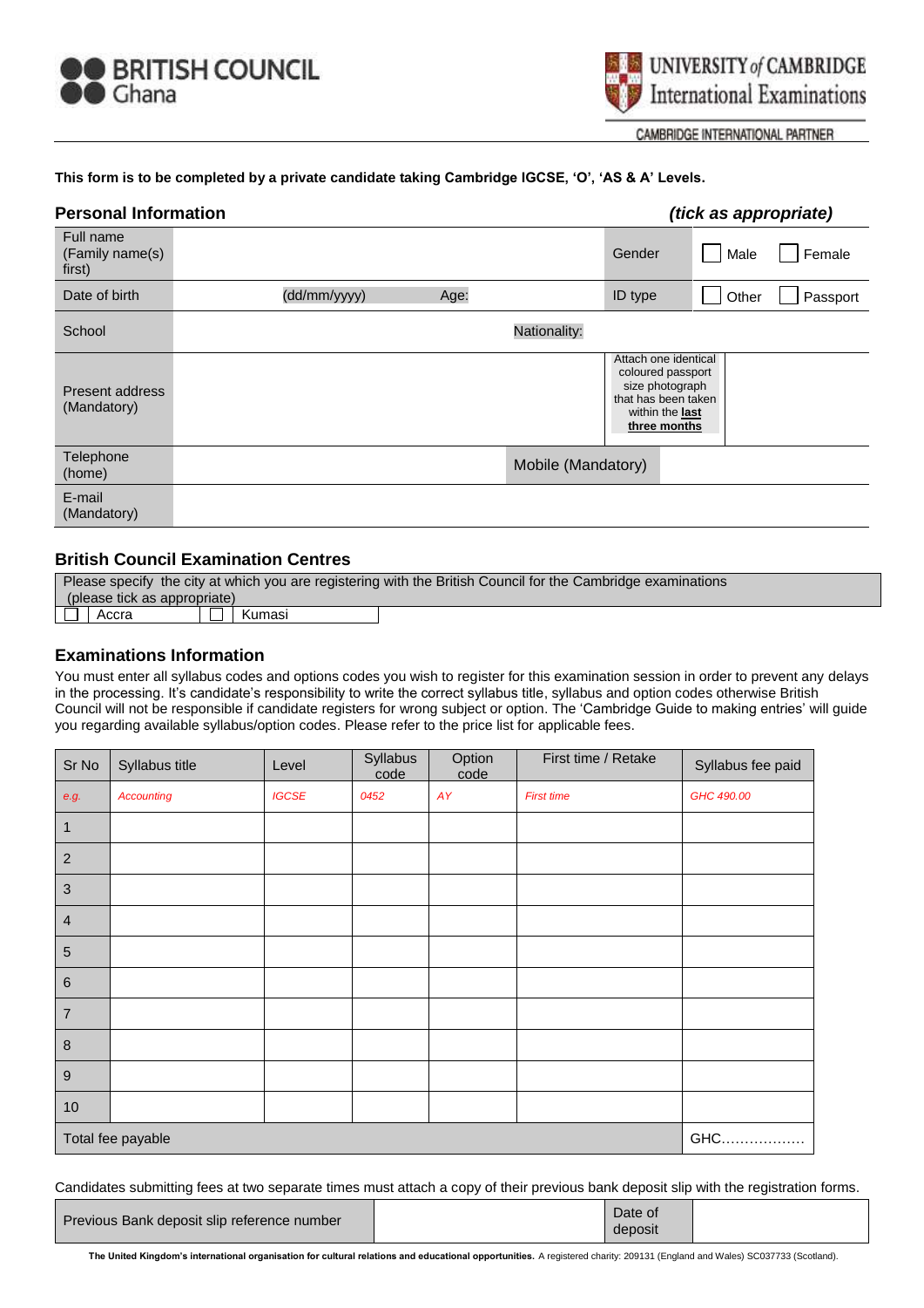BRITISH COUNCIL Ghana

UNIVERSITY of CAMBRIDGE International Examinations

CAMBRIDGE INTERNATIONAL PARTNER

**This form is to be completed by a private candidate taking Cambridge IGCSE, 'O', 'AS & A' Levels.**

## Personal Information

***(tick as appropriate)***

| | | | | |
|---|---|---|---|---|
| Full name (Family name(s) first) | | | Gender | ☐ Male ☐ Female |
| Date of birth | (dd/mm/yyyy) | Age: | ID type | ☐ Other ☐ Passport |
| School | | Nationality: | | |
| Present address (Mandatory) | | | Attach one identical coloured passport size photograph that has been taken within the **last three months** | |
| Telephone (home) | | Mobile (Mandatory) | | |
| E-mail (Mandatory) | | | | |

## British Council Examination Centres

Please specify the city at which you are registering with the British Council for the Cambridge examinations (please tick as appropriate)

| | | | |
|---|---|---|---|
| ☐ | Accra | ☐ | Kumasi |

## Examinations Information

You must enter all syllabus codes and options codes you wish to register for this examination session in order to prevent any delays in the processing. It's candidate's responsibility to write the correct syllabus title, syllabus and option codes otherwise British Council will not be responsible if candidate registers for wrong subject or option. The 'Cambridge Guide to making entries' will guide you regarding available syllabus/option codes. Please refer to the price list for applicable fees.

| Sr No | Syllabus title | Level | Syllabus code | Option code | First time / Retake | Syllabus fee paid |
|---|---|---|---|---|---|---|
| *e.g.* | *Accounting* | *IGCSE* | *0452* | *AY* | *First time* | *GHC 490.00* |
| 1 | | | | | | |
| 2 | | | | | | |
| 3 | | | | | | |
| 4 | | | | | | |
| 5 | | | | | | |
| 6 | | | | | | |
| 7 | | | | | | |
| 8 | | | | | | |
| 9 | | | | | | |
| 10 | | | | | | |
| Total fee payable | | | | | | GHC……………… |

Candidates submitting fees at two separate times must attach a copy of their previous bank deposit slip with the registration forms.

| | | | |
|---|---|---|---|
| Previous Bank deposit slip reference number | | Date of deposit | |

**The United Kingdom's international organisation for cultural relations and educational opportunities.** A registered charity: 209131 (England and Wales) SC037733 (Scotland).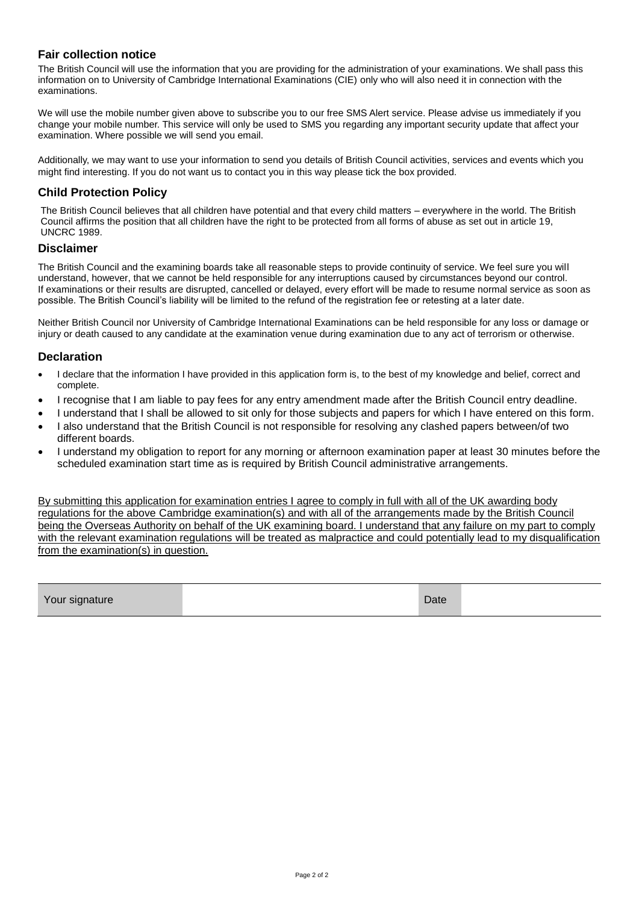## Fair collection notice

The British Council will use the information that you are providing for the administration of your examinations. We shall pass this information on to University of Cambridge International Examinations (CIE) only who will also need it in connection with the examinations.

We will use the mobile number given above to subscribe you to our free SMS Alert service. Please advise us immediately if you change your mobile number. This service will only be used to SMS you regarding any important security update that affect your examination. Where possible we will send you email.

Additionally, we may want to use your information to send you details of British Council activities, services and events which you might find interesting. If you do not want us to contact you in this way please tick the box provided.

## Child Protection Policy

The British Council believes that all children have potential and that every child matters – everywhere in the world. The British Council affirms the position that all children have the right to be protected from all forms of abuse as set out in article 19, UNCRC 1989.

## Disclaimer

The British Council and the examining boards take all reasonable steps to provide continuity of service. We feel sure you will understand, however, that we cannot be held responsible for any interruptions caused by circumstances beyond our control. If examinations or their results are disrupted, cancelled or delayed, every effort will be made to resume normal service as soon as possible. The British Council's liability will be limited to the refund of the registration fee or retesting at a later date.

Neither British Council nor University of Cambridge International Examinations can be held responsible for any loss or damage or injury or death caused to any candidate at the examination venue during examination due to any act of terrorism or otherwise.

## Declaration

- I declare that the information I have provided in this application form is, to the best of my knowledge and belief, correct and complete.
- I recognise that I am liable to pay fees for any entry amendment made after the British Council entry deadline.
- I understand that I shall be allowed to sit only for those subjects and papers for which I have entered on this form.
- I also understand that the British Council is not responsible for resolving any clashed papers between/of two different boards.
- I understand my obligation to report for any morning or afternoon examination paper at least 30 minutes before the scheduled examination start time as is required by British Council administrative arrangements.

By submitting this application for examination entries I agree to comply in full with all of the UK awarding body regulations for the above Cambridge examination(s) and with all of the arrangements made by the British Council being the Overseas Authority on behalf of the UK examining board. I understand that any failure on my part to comply with the relevant examination regulations will be treated as malpractice and could potentially lead to my disqualification from the examination(s) in question.

| | | | |
|---|---|---|---|
| Your signature | | Date | |